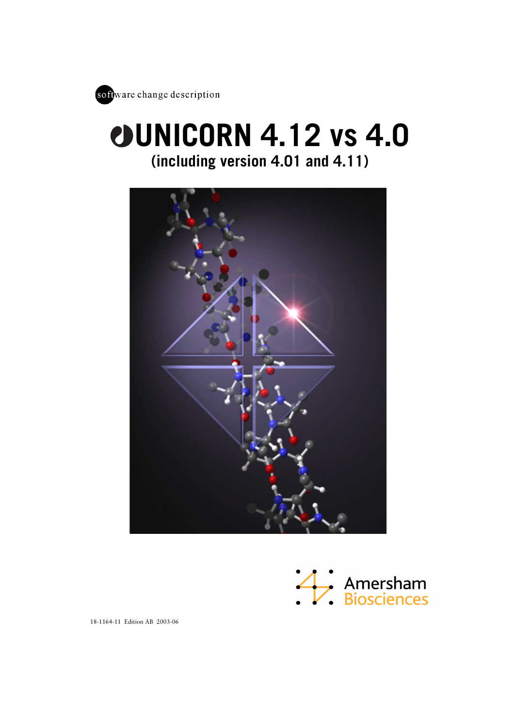software change description

# UNICORN 4.12 vs 4.0

## (including version 4.01 and 4.11)

Amersham Biosciences

18-1164-11 Edition AB 2003-06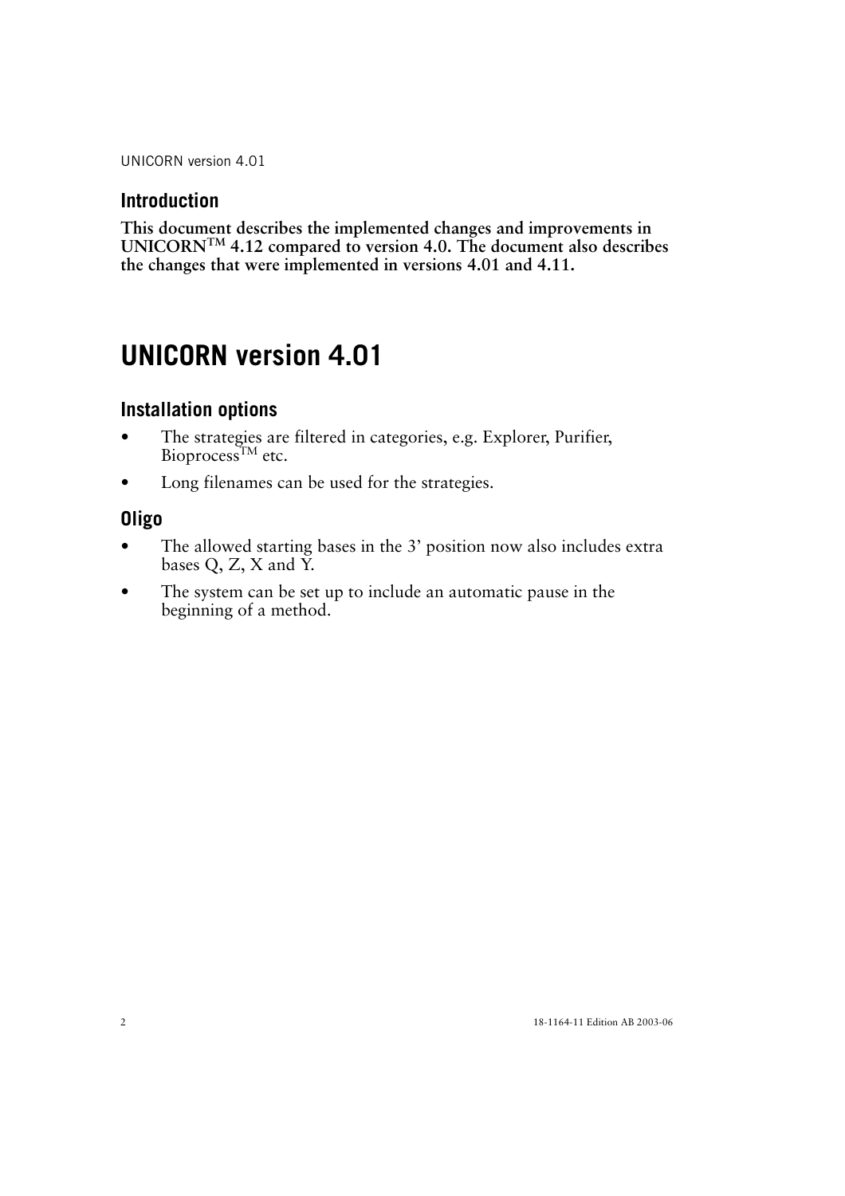## Introduction

**This document describes the implemented changes and improvements in UNICORN™ 4.12 compared to version 4.0. The document also describes the changes that were implemented in versions 4.01 and 4.11.**

# UNICORN version 4.01

## Installation options

- The strategies are filtered in categories, e.g. Explorer, Purifier, Bioprocess™ etc.
- Long filenames can be used for the strategies.

## Oligo

- The allowed starting bases in the 3' position now also includes extra bases Q, Z, X and Y.
- The system can be set up to include an automatic pause in the beginning of a method.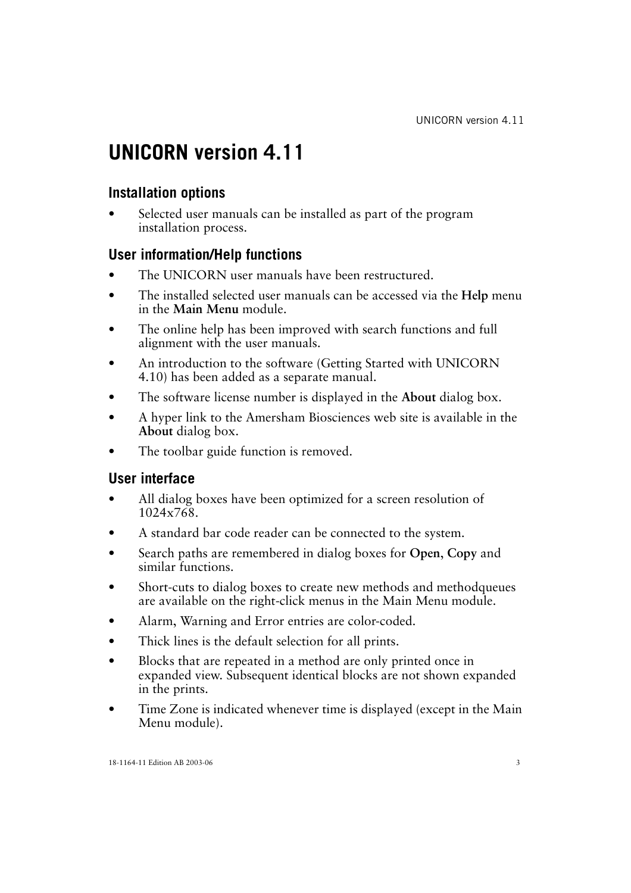# UNICORN version 4.11

## Installation options

- Selected user manuals can be installed as part of the program installation process.

## User information/Help functions

- The UNICORN user manuals have been restructured.
- The installed selected user manuals can be accessed via the **Help** menu in the **Main Menu** module.
- The online help has been improved with search functions and full alignment with the user manuals.
- An introduction to the software (Getting Started with UNICORN 4.10) has been added as a separate manual.
- The software license number is displayed in the **About** dialog box.
- A hyper link to the Amersham Biosciences web site is available in the **About** dialog box.
- The toolbar guide function is removed.

## User interface

- All dialog boxes have been optimized for a screen resolution of 1024x768.
- A standard bar code reader can be connected to the system.
- Search paths are remembered in dialog boxes for **Open**, **Copy** and similar functions.
- Short-cuts to dialog boxes to create new methods and methodqueues are available on the right-click menus in the Main Menu module.
- Alarm, Warning and Error entries are color-coded.
- Thick lines is the default selection for all prints.
- Blocks that are repeated in a method are only printed once in expanded view. Subsequent identical blocks are not shown expanded in the prints.
- Time Zone is indicated whenever time is displayed (except in the Main Menu module).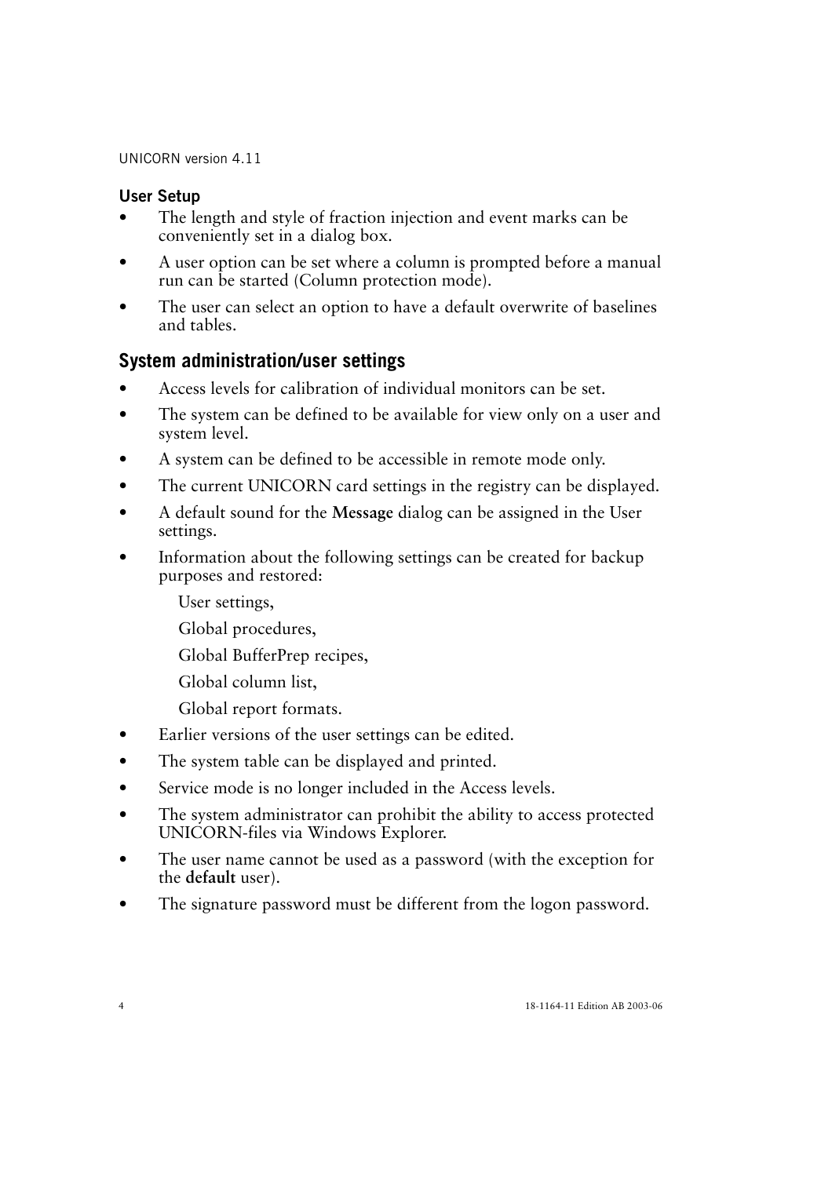### User Setup

- The length and style of fraction injection and event marks can be conveniently set in a dialog box.
- A user option can be set where a column is prompted before a manual run can be started (Column protection mode).
- The user can select an option to have a default overwrite of baselines and tables.

## System administration/user settings

- Access levels for calibration of individual monitors can be set.
- The system can be defined to be available for view only on a user and system level.
- A system can be defined to be accessible in remote mode only.
- The current UNICORN card settings in the registry can be displayed.
- A default sound for the **Message** dialog can be assigned in the User settings.
- Information about the following settings can be created for backup purposes and restored:

  User settings,

  Global procedures,

  Global BufferPrep recipes,

  Global column list,

  Global report formats.
- Earlier versions of the user settings can be edited.
- The system table can be displayed and printed.
- Service mode is no longer included in the Access levels.
- The system administrator can prohibit the ability to access protected UNICORN-files via Windows Explorer.
- The user name cannot be used as a password (with the exception for the **default** user).
- The signature password must be different from the logon password.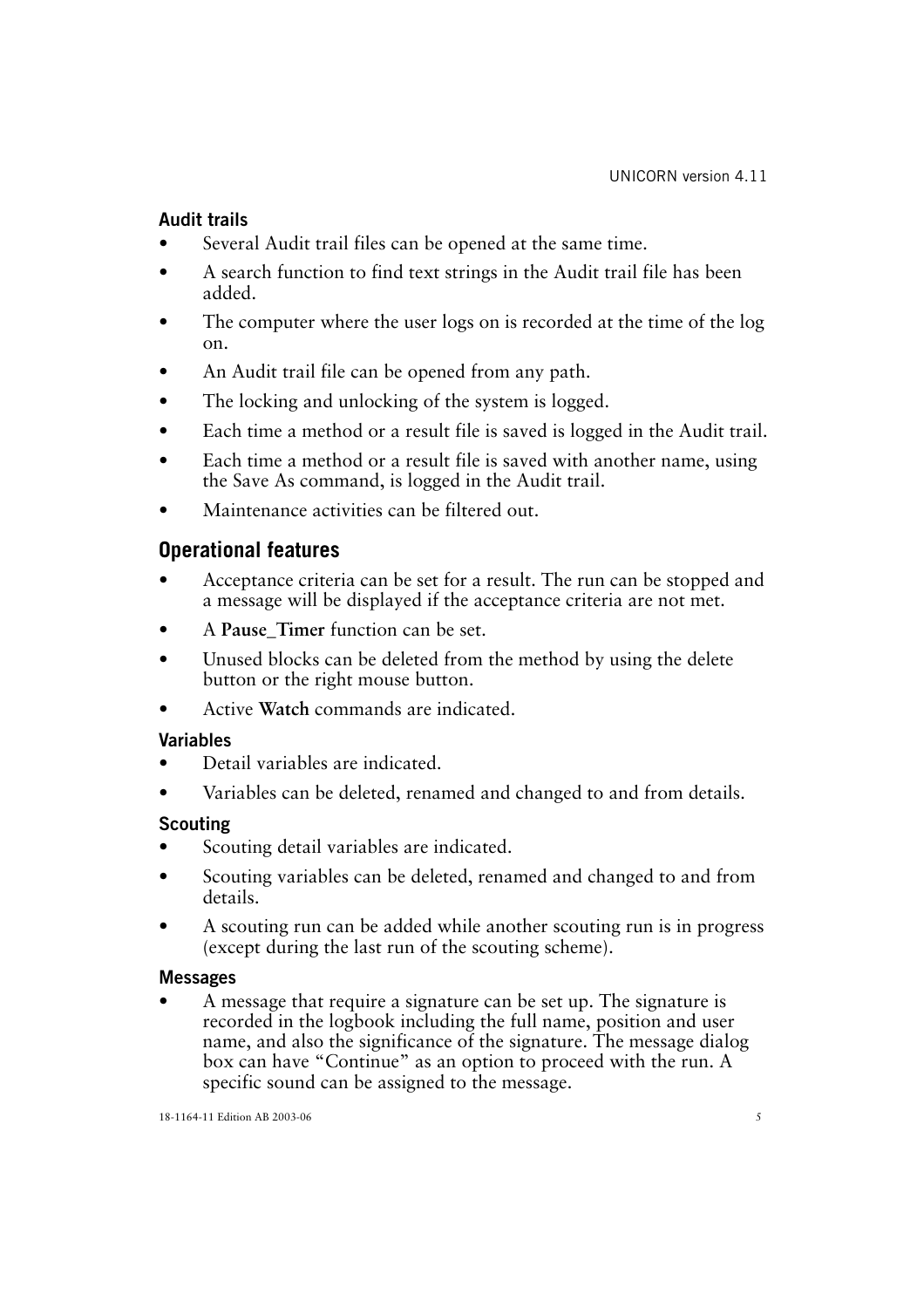### Audit trails

- Several Audit trail files can be opened at the same time.
- A search function to find text strings in the Audit trail file has been added.
- The computer where the user logs on is recorded at the time of the log on.
- An Audit trail file can be opened from any path.
- The locking and unlocking of the system is logged.
- Each time a method or a result file is saved is logged in the Audit trail.
- Each time a method or a result file is saved with another name, using the Save As command, is logged in the Audit trail.
- Maintenance activities can be filtered out.

## Operational features

- Acceptance criteria can be set for a result. The run can be stopped and a message will be displayed if the acceptance criteria are not met.
- A **Pause_Timer** function can be set.
- Unused blocks can be deleted from the method by using the delete button or the right mouse button.
- Active **Watch** commands are indicated.

### Variables

- Detail variables are indicated.
- Variables can be deleted, renamed and changed to and from details.

### Scouting

- Scouting detail variables are indicated.
- Scouting variables can be deleted, renamed and changed to and from details.
- A scouting run can be added while another scouting run is in progress (except during the last run of the scouting scheme).

### Messages

- A message that require a signature can be set up. The signature is recorded in the logbook including the full name, position and user name, and also the significance of the signature. The message dialog box can have "Continue" as an option to proceed with the run. A specific sound can be assigned to the message.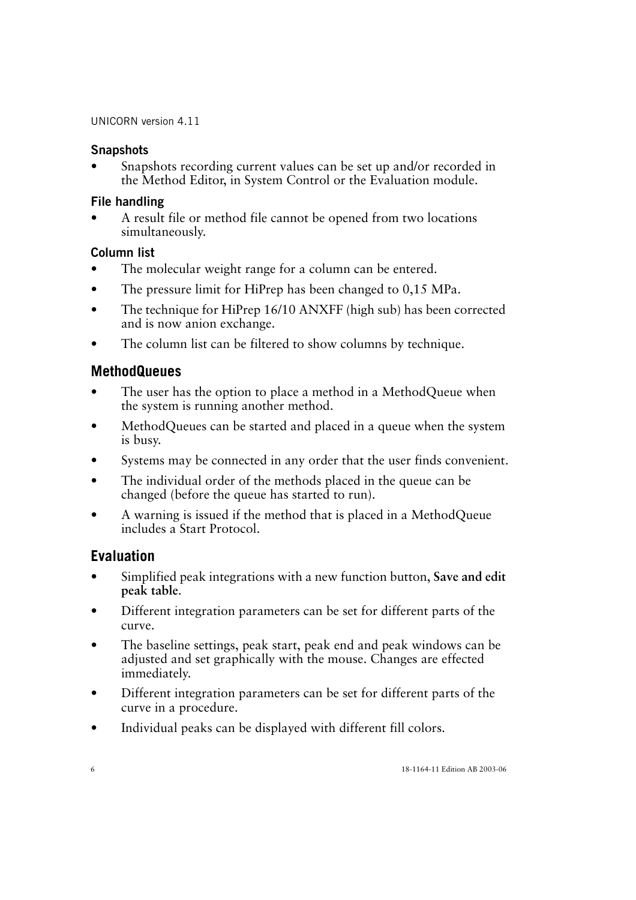### Snapshots

- Snapshots recording current values can be set up and/or recorded in the Method Editor, in System Control or the Evaluation module.

### File handling

- A result file or method file cannot be opened from two locations simultaneously.

### Column list

- The molecular weight range for a column can be entered.
- The pressure limit for HiPrep has been changed to 0,15 MPa.
- The technique for HiPrep 16/10 ANXFF (high sub) has been corrected and is now anion exchange.
- The column list can be filtered to show columns by technique.

## MethodQueues

- The user has the option to place a method in a MethodQueue when the system is running another method.
- MethodQueues can be started and placed in a queue when the system is busy.
- Systems may be connected in any order that the user finds convenient.
- The individual order of the methods placed in the queue can be changed (before the queue has started to run).
- A warning is issued if the method that is placed in a MethodQueue includes a Start Protocol.

## Evaluation

- Simplified peak integrations with a new function button, **Save and edit peak table**.
- Different integration parameters can be set for different parts of the curve.
- The baseline settings, peak start, peak end and peak windows can be adjusted and set graphically with the mouse. Changes are effected immediately.
- Different integration parameters can be set for different parts of the curve in a procedure.
- Individual peaks can be displayed with different fill colors.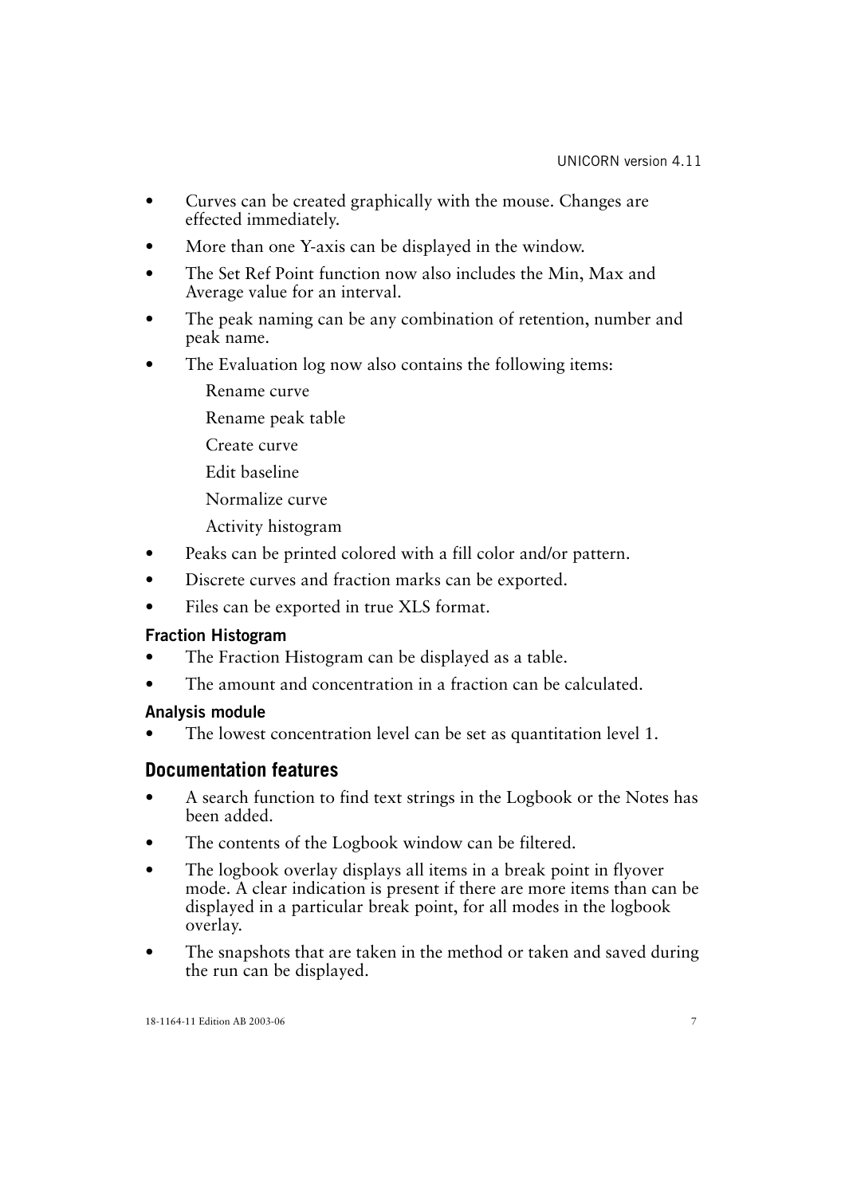- Curves can be created graphically with the mouse. Changes are effected immediately.
- More than one Y-axis can be displayed in the window.
- The Set Ref Point function now also includes the Min, Max and Average value for an interval.
- The peak naming can be any combination of retention, number and peak name.
- The Evaluation log now also contains the following items:

    Rename curve

    Rename peak table

    Create curve

    Edit baseline

    Normalize curve

    Activity histogram

- Peaks can be printed colored with a fill color and/or pattern.
- Discrete curves and fraction marks can be exported.
- Files can be exported in true XLS format.

#### Fraction Histogram

- The Fraction Histogram can be displayed as a table.
- The amount and concentration in a fraction can be calculated.

#### Analysis module

- The lowest concentration level can be set as quantitation level 1.

### Documentation features

- A search function to find text strings in the Logbook or the Notes has been added.
- The contents of the Logbook window can be filtered.
- The logbook overlay displays all items in a break point in flyover mode. A clear indication is present if there are more items than can be displayed in a particular break point, for all modes in the logbook overlay.
- The snapshots that are taken in the method or taken and saved during the run can be displayed.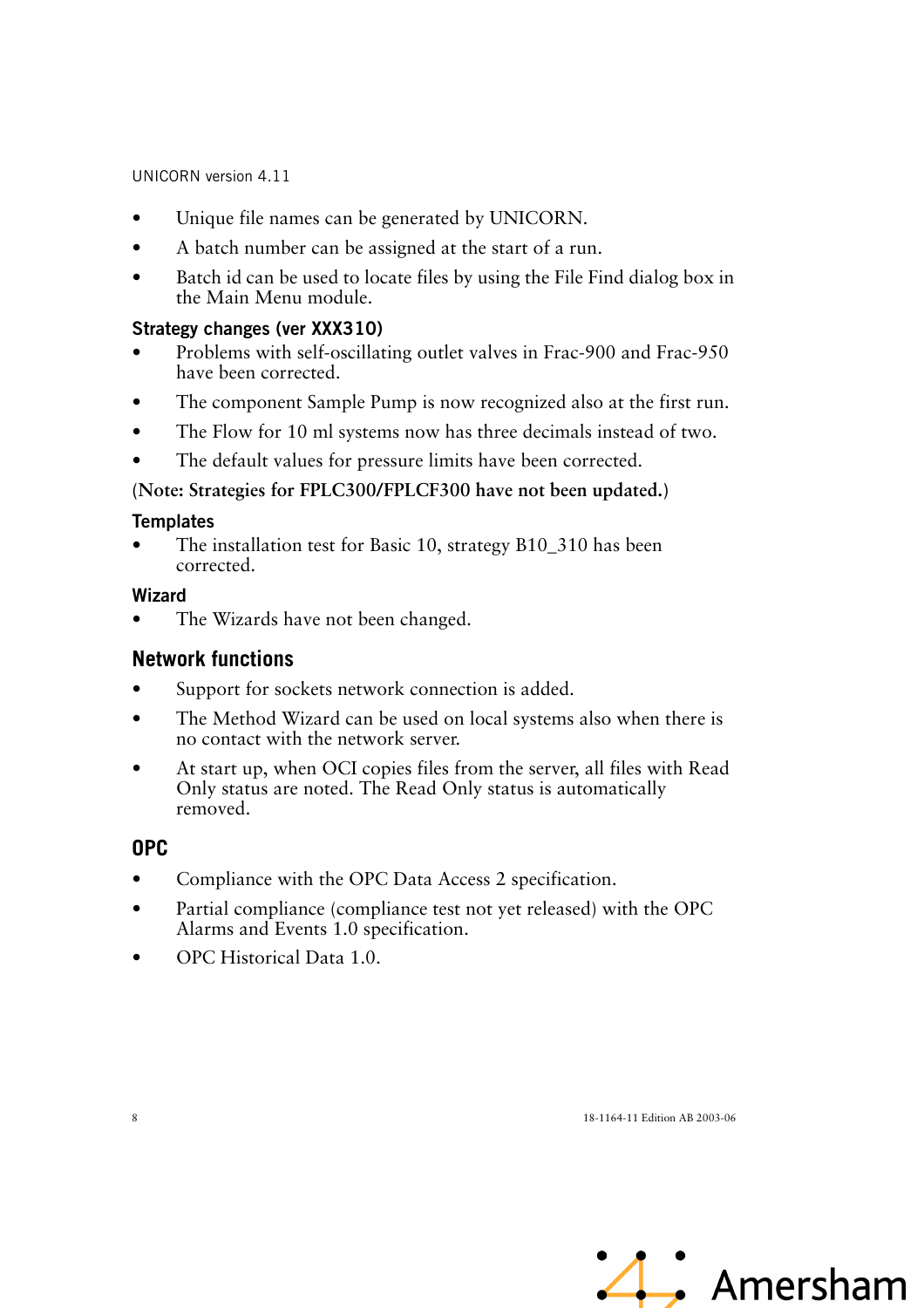- Unique file names can be generated by UNICORN.
- A batch number can be assigned at the start of a run.
- Batch id can be used to locate files by using the File Find dialog box in the Main Menu module.

### Strategy changes (ver XXX310)

- Problems with self-oscillating outlet valves in Frac-900 and Frac-950 have been corrected.
- The component Sample Pump is now recognized also at the first run.
- The Flow for 10 ml systems now has three decimals instead of two.
- The default values for pressure limits have been corrected.

(**Note: Strategies for FPLC300/FPLCF300 have not been updated.**)

### Templates

- The installation test for Basic 10, strategy B10_310 has been corrected.

### Wizard

- The Wizards have not been changed.

## Network functions

- Support for sockets network connection is added.
- The Method Wizard can be used on local systems also when there is no contact with the network server.
- At start up, when OCI copies files from the server, all files with Read Only status are noted. The Read Only status is automatically removed.

## OPC

- Compliance with the OPC Data Access 2 specification.
- Partial compliance (compliance test not yet released) with the OPC Alarms and Events 1.0 specification.
- OPC Historical Data 1.0.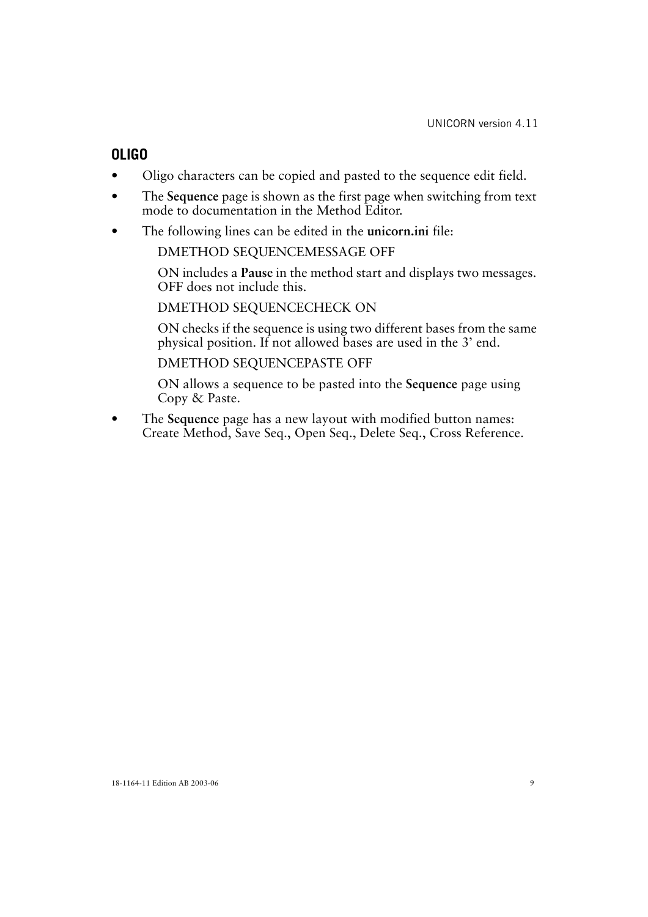## OLIGO

- Oligo characters can be copied and pasted to the sequence edit field.
- The **Sequence** page is shown as the first page when switching from text mode to documentation in the Method Editor.
- The following lines can be edited in the **unicorn.ini** file:

  DMETHOD SEQUENCEMESSAGE OFF

  ON includes a **Pause** in the method start and displays two messages. OFF does not include this.

  DMETHOD SEQUENCECHECK ON

  ON checks if the sequence is using two different bases from the same physical position. If not allowed bases are used in the 3' end.

  DMETHOD SEQUENCEPASTE OFF

  ON allows a sequence to be pasted into the **Sequence** page using Copy & Paste.
- The **Sequence** page has a new layout with modified button names: Create Method, Save Seq., Open Seq., Delete Seq., Cross Reference.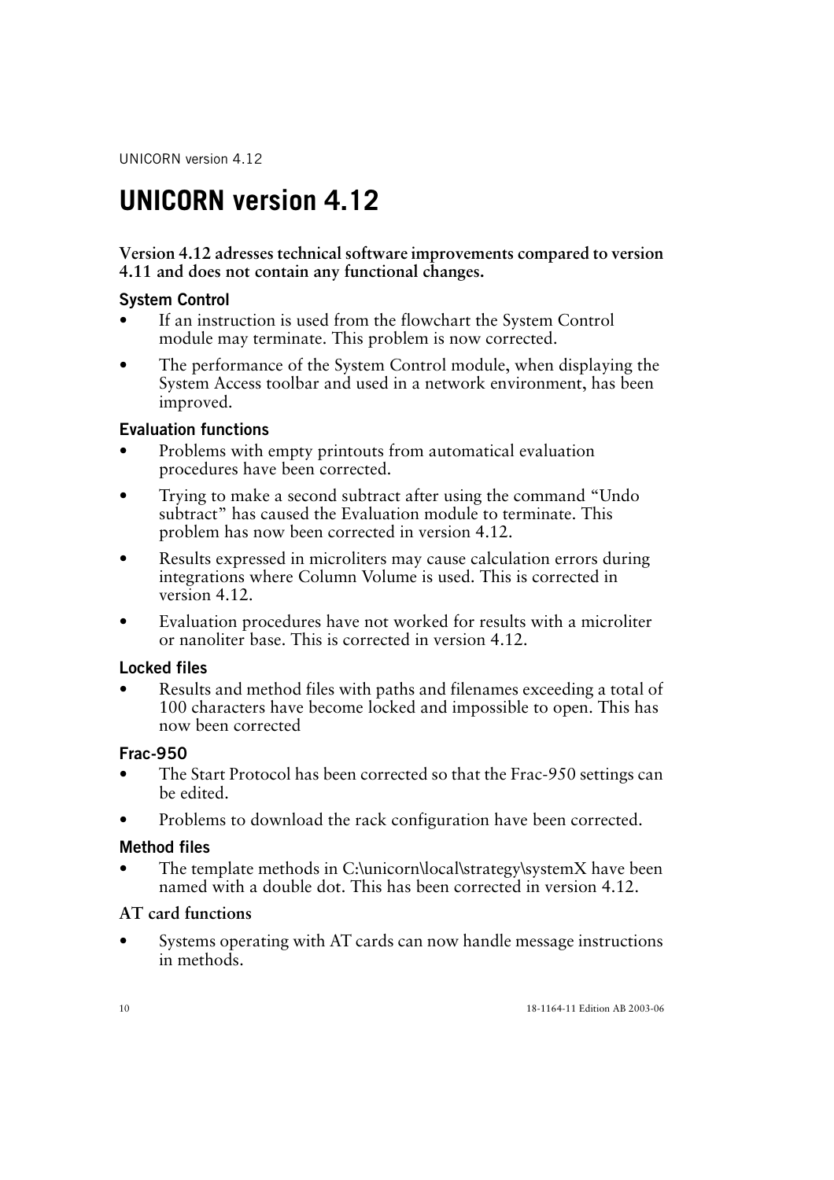# UNICORN version 4.12

**Version 4.12 adresses technical software improvements compared to version 4.11 and does not contain any functional changes.**

### System Control

- If an instruction is used from the flowchart the System Control module may terminate. This problem is now corrected.
- The performance of the System Control module, when displaying the System Access toolbar and used in a network environment, has been improved.

### Evaluation functions

- Problems with empty printouts from automatical evaluation procedures have been corrected.
- Trying to make a second subtract after using the command "Undo subtract" has caused the Evaluation module to terminate. This problem has now been corrected in version 4.12.
- Results expressed in microliters may cause calculation errors during integrations where Column Volume is used. This is corrected in version 4.12.
- Evaluation procedures have not worked for results with a microliter or nanoliter base. This is corrected in version 4.12.

### Locked files

- Results and method files with paths and filenames exceeding a total of 100 characters have become locked and impossible to open. This has now been corrected

### Frac-950

- The Start Protocol has been corrected so that the Frac-950 settings can be edited.
- Problems to download the rack configuration have been corrected.

### Method files

- The template methods in C:\unicorn\local\strategy\systemX have been named with a double dot. This has been corrected in version 4.12.

### AT card functions

- Systems operating with AT cards can now handle message instructions in methods.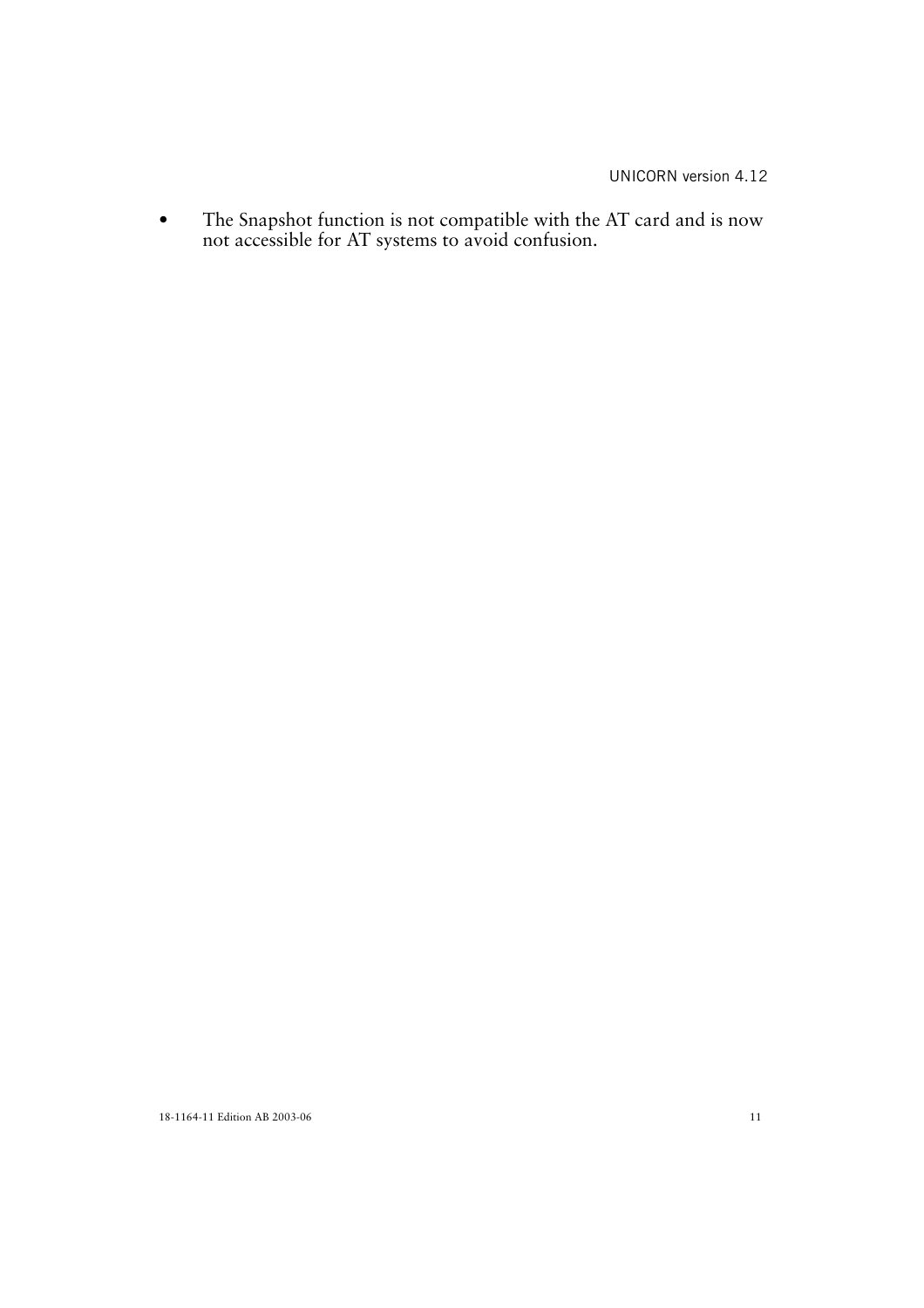- The Snapshot function is not compatible with the AT card and is now not accessible for AT systems to avoid confusion.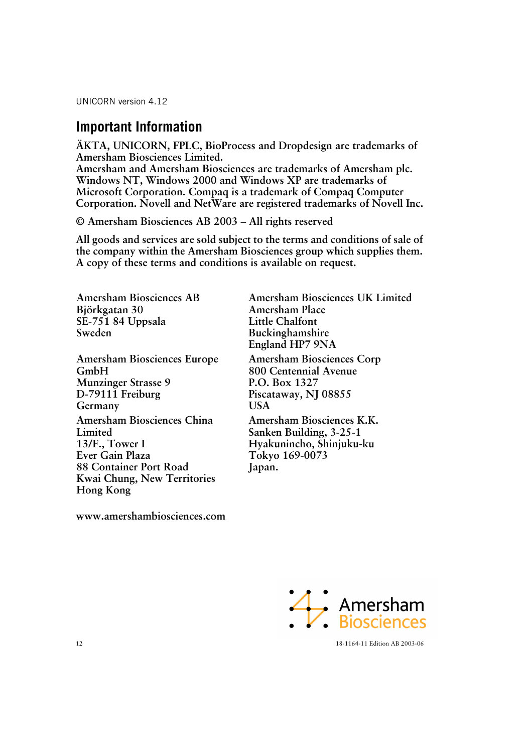UNICORN version 4.12

# Important Information

**ÄKTA, UNICORN, FPLC, BioProcess and Dropdesign are trademarks of Amersham Biosciences Limited.**
**Amersham and Amersham Biosciences are trademarks of Amersham plc.**
**Windows NT, Windows 2000 and Windows XP are trademarks of Microsoft Corporation. Compaq is a trademark of Compaq Computer Corporation. Novell and NetWare are registered trademarks of Novell Inc.**

**© Amersham Biosciences AB 2003 – All rights reserved**

**All goods and services are sold subject to the terms and conditions of sale of the company within the Amersham Biosciences group which supplies them. A copy of these terms and conditions is available on request.**

Amersham Biosciences AB
Björkgatan 30
SE-751 84 Uppsala
Sweden

Amersham Biosciences Europe GmbH
Munzinger Strasse 9
D-79111 Freiburg
Germany

Amersham Biosciences China Limited
13/F., Tower I
Ever Gain Plaza
88 Container Port Road
Kwai Chung, New Territories
Hong Kong

Amersham Biosciences UK Limited
Amersham Place
Little Chalfont
Buckinghamshire
England HP7 9NA

Amersham Biosciences Corp
800 Centennial Avenue
P.O. Box 1327
Piscataway, NJ 08855
USA

Amersham Biosciences K.K.
Sanken Building, 3-25-1
Hyakunincho, Shinjuku-ku
Tokyo 169-0073
Japan.

**www.amershambiosciences.com**

Amersham
Biosciences

18-1164-11 Edition AB 2003-06